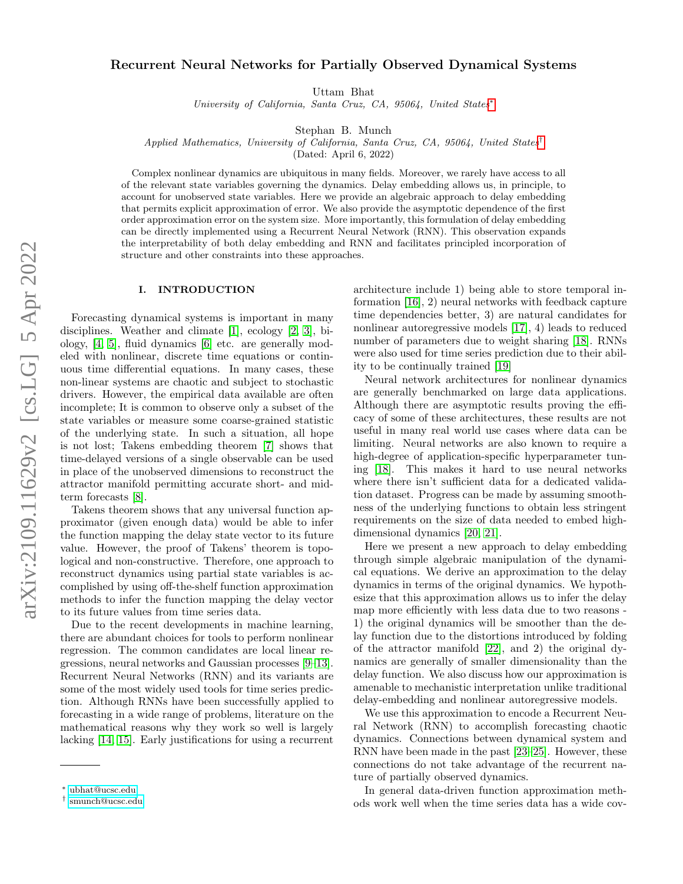# Recurrent Neural Networks for Partially Observed Dynamical Systems

Uttam Bhat

*University of California, Santa Cruz, CA, 95064, United States*[*]

Stephan B. Munch

*Applied Mathematics, University of California, Santa Cruz, CA, 95064, United States*[†]

(Dated: April 6, 2022)

Complex nonlinear dynamics are ubiquitous in many fields. Moreover, we rarely have access to all of the relevant state variables governing the dynamics. Delay embedding allows us, in principle, to account for unobserved state variables. Here we provide an algebraic approach to delay embedding that permits explicit approximation of error. We also provide the asymptotic dependence of the first order approximation error on the system size. More importantly, this formulation of delay embedding can be directly implemented using a Recurrent Neural Network (RNN). This observation expands the interpretability of both delay embedding and RNN and facilitates principled incorporation of structure and other constraints into these approaches.

## I. INTRODUCTION

Forecasting dynamical systems is important in many disciplines. Weather and climate [1], ecology [2, 3], biology, [4, 5], fluid dynamics [6] etc. are generally modeled with nonlinear, discrete time equations or continuous time differential equations. In many cases, these non-linear systems are chaotic and subject to stochastic drivers. However, the empirical data available are often incomplete; It is common to observe only a subset of the state variables or measure some coarse-grained statistic of the underlying state. In such a situation, all hope is not lost; Takens embedding theorem [7] shows that time-delayed versions of a single observable can be used in place of the unobserved dimensions to reconstruct the attractor manifold permitting accurate short- and mid-term forecasts [8].

Takens theorem shows that any universal function approximator (given enough data) would be able to infer the function mapping the delay state vector to its future value. However, the proof of Takens' theorem is topological and non-constructive. Therefore, one approach to reconstruct dynamics using partial state variables is accomplished by using off-the-shelf function approximation methods to infer the function mapping the delay vector to its future values from time series data.

Due to the recent developments in machine learning, there are abundant choices for tools to perform nonlinear regression. The common candidates are local linear regressions, neural networks and Gaussian processes [9–13]. Recurrent Neural Networks (RNN) and its variants are some of the most widely used tools for time series prediction. Although RNNs have been successfully applied to forecasting in a wide range of problems, literature on the mathematical reasons why they work so well is largely lacking [14, 15]. Early justifications for using a recurrent architecture include 1) being able to store temporal information [16], 2) neural networks with feedback capture time dependencies better, 3) are natural candidates for nonlinear autoregressive models [17], 4) leads to reduced number of parameters due to weight sharing [18]. RNNs were also used for time series prediction due to their ability to be continually trained [19]

Neural network architectures for nonlinear dynamics are generally benchmarked on large data applications. Although there are asymptotic results proving the efficacy of some of these architectures, these results are not useful in many real world use cases where data can be limiting. Neural networks are also known to require a high-degree of application-specific hyperparameter tuning [18]. This makes it hard to use neural networks where there isn't sufficient data for a dedicated validation dataset. Progress can be made by assuming smoothness of the underlying functions to obtain less stringent requirements on the size of data needed to embed high-dimensional dynamics [20, 21].

Here we present a new approach to delay embedding through simple algebraic manipulation of the dynamical equations. We derive an approximation to the delay dynamics in terms of the original dynamics. We hypothesize that this approximation allows us to infer the delay map more efficiently with less data due to two reasons - 1) the original dynamics will be smoother than the delay function due to the distortions introduced by folding of the attractor manifold [22], and 2) the original dynamics are generally of smaller dimensionality than the delay function. We also discuss how our approximation is amenable to mechanistic interpretation unlike traditional delay-embedding and nonlinear autoregressive models.

We use this approximation to encode a Recurrent Neural Network (RNN) to accomplish forecasting chaotic dynamics. Connections between dynamical system and RNN have been made in the past [23–25]. However, these connections do not take advantage of the recurrent nature of partially observed dynamics.

In general data-driven function approximation methods work well when the time series data has a wide cov-

[*] ubhat@ucsc.edu

[†] smunch@ucsc.edu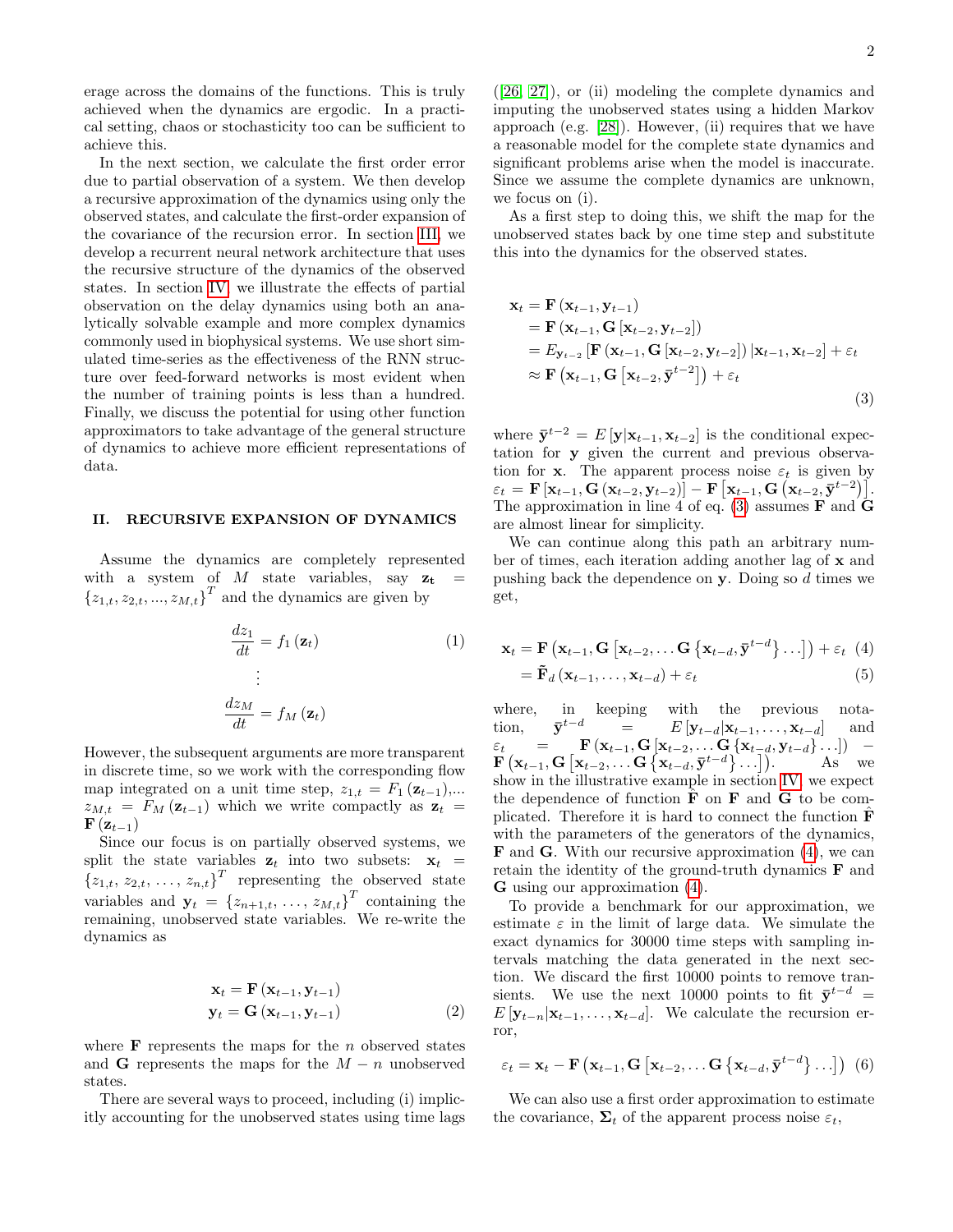erage across the domains of the functions. This is truly achieved when the dynamics are ergodic. In a practical setting, chaos or stochasticity too can be sufficient to achieve this.

In the next section, we calculate the first order error due to partial observation of a system. We then develop a recursive approximation of the dynamics using only the observed states, and calculate the first-order expansion of the covariance of the recursion error. In section III, we develop a recurrent neural network architecture that uses the recursive structure of the dynamics of the observed states. In section IV, we illustrate the effects of partial observation on the delay dynamics using both an analytically solvable example and more complex dynamics commonly used in biophysical systems. We use short simulated time-series as the effectiveness of the RNN structure over feed-forward networks is most evident when the number of training points is less than a hundred. Finally, we discuss the potential for using other function approximators to take advantage of the general structure of dynamics to achieve more efficient representations of data.

## II. RECURSIVE EXPANSION OF DYNAMICS

Assume the dynamics are completely represented with a system of $M$ state variables, say $\mathbf{z_t} = \{z_{1,t}, z_{2,t}, ..., z_{M,t}\}^T$ and the dynamics are given by

$$\frac{dz_1}{dt} = f_1(\mathbf{z}_t) \tag{1}$$
$$\vdots$$
$$\frac{dz_M}{dt} = f_M(\mathbf{z}_t)$$

However, the subsequent arguments are more transparent in discrete time, so we work with the corresponding flow map integrated on a unit time step, $z_{1,t} = F_1(\mathbf{z}_{t-1})$,... $z_{M,t} = F_M(\mathbf{z}_{t-1})$ which we write compactly as $\mathbf{z}_t = \mathbf{F}(\mathbf{z}_{t-1})$

Since our focus is on partially observed systems, we split the state variables $\mathbf{z}_t$ into two subsets: $\mathbf{x}_t = \{z_{1,t}, z_{2,t}, \ldots, z_{n,t}\}^T$ representing the observed state variables and $\mathbf{y}_t = \{z_{n+1,t}, \ldots, z_{M,t}\}^T$ containing the remaining, unobserved state variables. We re-write the dynamics as

$$\begin{aligned}
\mathbf{x}_t &= \mathbf{F}(\mathbf{x}_{t-1}, \mathbf{y}_{t-1}) \\
\mathbf{y}_t &= \mathbf{G}(\mathbf{x}_{t-1}, \mathbf{y}_{t-1})
\end{aligned} \tag{2}$$

where $\mathbf{F}$ represents the maps for the $n$ observed states and $\mathbf{G}$ represents the maps for the $M-n$ unobserved states.

There are several ways to proceed, including (i) implicitly accounting for the unobserved states using time lags ([26, 27]), or (ii) modeling the complete dynamics and imputing the unobserved states using a hidden Markov approach (e.g. [28]). However, (ii) requires that we have a reasonable model for the complete state dynamics and significant problems arise when the model is inaccurate. Since we assume the complete dynamics are unknown, we focus on (i).

As a first step to doing this, we shift the map for the unobserved states back by one time step and substitute this into the dynamics for the observed states.

$$\begin{aligned}
\mathbf{x}_t &= \mathbf{F}(\mathbf{x}_{t-1}, \mathbf{y}_{t-1}) \\
&= \mathbf{F}(\mathbf{x}_{t-1}, \mathbf{G}[\mathbf{x}_{t-2}, \mathbf{y}_{t-2}]) \\
&= E_{\mathbf{y}_{t-2}}[\mathbf{F}(\mathbf{x}_{t-1}, \mathbf{G}[\mathbf{x}_{t-2}, \mathbf{y}_{t-2}]) \,|\mathbf{x}_{t-1}, \mathbf{x}_{t-2}] + \varepsilon_t \\
&\approx \mathbf{F}\left(\mathbf{x}_{t-1}, \mathbf{G}\left[\mathbf{x}_{t-2}, \bar{\mathbf{y}}^{t-2}\right]\right) + \varepsilon_t
\end{aligned} \tag{3}$$

where $\bar{\mathbf{y}}^{t-2} = E[\mathbf{y}|\mathbf{x}_{t-1}, \mathbf{x}_{t-2}]$ is the conditional expectation for $\mathbf{y}$ given the current and previous observation for $\mathbf{x}$. The apparent process noise $\varepsilon_t$ is given by $\varepsilon_t = \mathbf{F}[\mathbf{x}_{t-1}, \mathbf{G}(\mathbf{x}_{t-2}, \mathbf{y}_{t-2})] - \mathbf{F}\left[\mathbf{x}_{t-1}, \mathbf{G}\left(\mathbf{x}_{t-2}, \bar{\mathbf{y}}^{t-2}\right)\right]$. The approximation in line 4 of eq. (3) assumes $\mathbf{F}$ and $\mathbf{G}$ are almost linear for simplicity.

We can continue along this path an arbitrary number of times, each iteration adding another lag of $\mathbf{x}$ and pushing back the dependence on $\mathbf{y}$. Doing so $d$ times we get,

$$\begin{aligned}
\mathbf{x}_t &= \mathbf{F}\left(\mathbf{x}_{t-1}, \mathbf{G}\left[\mathbf{x}_{t-2}, \ldots \mathbf{G}\left\{\mathbf{x}_{t-d}, \bar{\mathbf{y}}^{t-d}\right\} \ldots\right]\right) + \varepsilon_t \quad &(4) \\
&= \tilde{\mathbf{F}}_d(\mathbf{x}_{t-1}, \ldots, \mathbf{x}_{t-d}) + \varepsilon_t &(5)
\end{aligned}$$

where, in keeping with the previous notation, $\bar{\mathbf{y}}^{t-d} = E[\mathbf{y}_{t-d}|\mathbf{x}_{t-1}, \ldots, \mathbf{x}_{t-d}]$ and $\varepsilon_t = \mathbf{F}(\mathbf{x}_{t-1}, \mathbf{G}[\mathbf{x}_{t-2}, \ldots \mathbf{G}\{\mathbf{x}_{t-d}, \mathbf{y}_{t-d}\} \ldots]) - \mathbf{F}\left(\mathbf{x}_{t-1}, \mathbf{G}\left[\mathbf{x}_{t-2}, \ldots \mathbf{G}\left\{\mathbf{x}_{t-d}, \bar{\mathbf{y}}^{t-d}\right\} \ldots\right]\right)$. As we show in the illustrative example in section IV, we expect the dependence of function $\hat{\mathbf{F}}$ on $\mathbf{F}$ and $\mathbf{G}$ to be complicated. Therefore it is hard to connect the function $\hat{\mathbf{F}}$ with the parameters of the generators of the dynamics, $\mathbf{F}$ and $\mathbf{G}$. With our recursive approximation (4), we can retain the identity of the ground-truth dynamics $\mathbf{F}$ and $\mathbf{G}$ using our approximation (4).

To provide a benchmark for our approximation, we estimate $\varepsilon$ in the limit of large data. We simulate the exact dynamics for 30000 time steps with sampling intervals matching the data generated in the next section. We discard the first 10000 points to remove transients. We use the next 10000 points to fit $\bar{\mathbf{y}}^{t-d} = E[\mathbf{y}_{t-n}|\mathbf{x}_{t-1}, \ldots, \mathbf{x}_{t-d}]$. We calculate the recursion error,

$$\varepsilon_t = \mathbf{x}_t - \mathbf{F}\left(\mathbf{x}_{t-1}, \mathbf{G}\left[\mathbf{x}_{t-2}, \ldots \mathbf{G}\left\{\mathbf{x}_{t-d}, \bar{\mathbf{y}}^{t-d}\right\} \ldots\right]\right) \tag{6}$$

We can also use a first order approximation to estimate the covariance, $\mathbf{\Sigma}_t$ of the apparent process noise $\varepsilon_t$,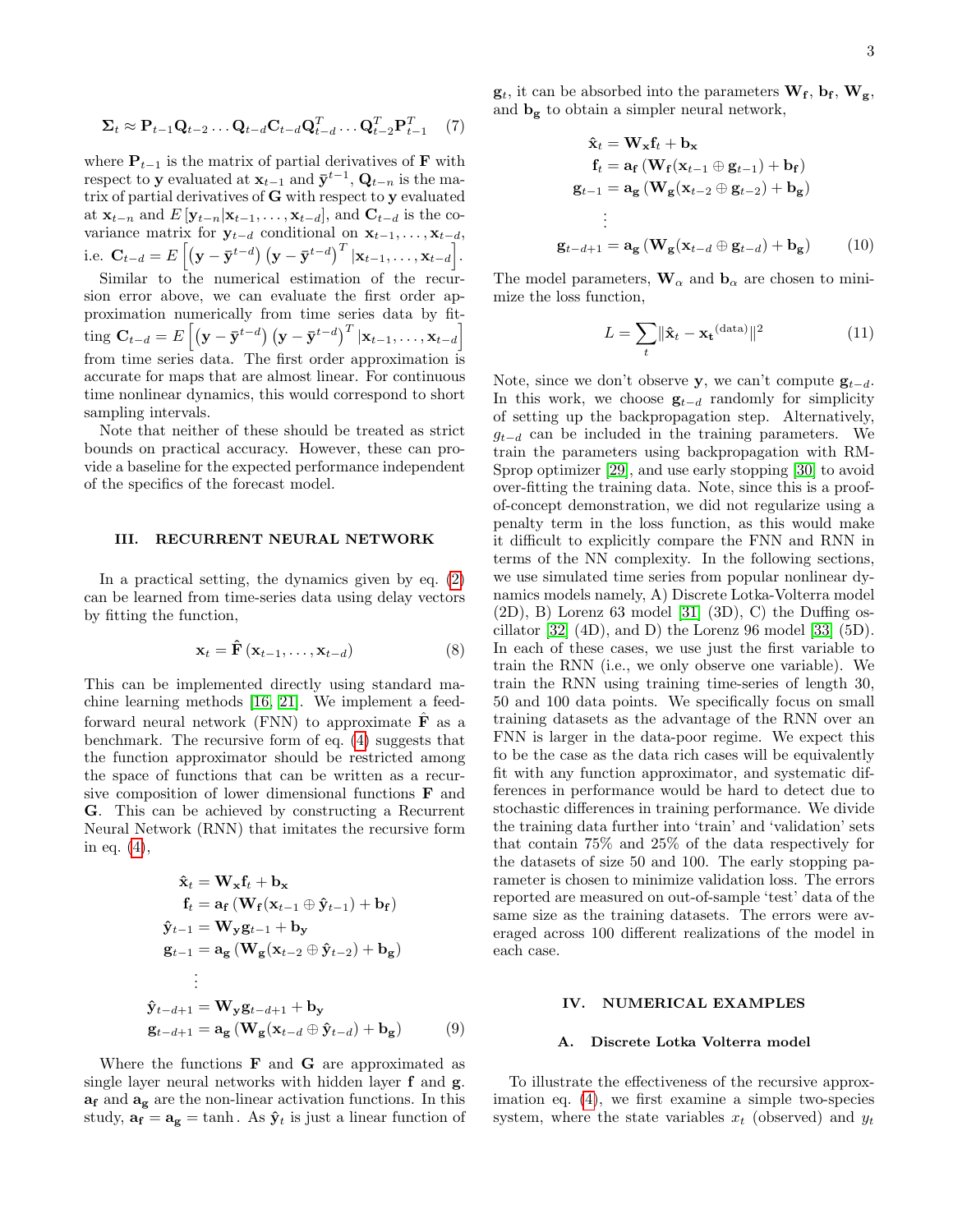$$\mathbf{\Sigma}_t \approx \mathbf{P}_{t-1}\mathbf{Q}_{t-2}\ldots\mathbf{Q}_{t-d}\mathbf{C}_{t-d}\mathbf{Q}_{t-d}^T\ldots\mathbf{Q}_{t-2}^T\mathbf{P}_{t-1}^T \quad (7)$$

where $\mathbf{P}_{t-1}$ is the matrix of partial derivatives of $\mathbf{F}$ with respect to $\mathbf{y}$ evaluated at $\mathbf{x}_{t-1}$ and $\bar{\mathbf{y}}^{t-1}$, $\mathbf{Q}_{t-n}$ is the matrix of partial derivatives of $\mathbf{G}$ with respect to $\mathbf{y}$ evaluated at $\mathbf{x}_{t-n}$ and $E\left[\mathbf{y}_{t-n}|\mathbf{x}_{t-1},\ldots,\mathbf{x}_{t-d}\right]$, and $\mathbf{C}_{t-d}$ is the covariance matrix for $\mathbf{y}_{t-d}$ conditional on $\mathbf{x}_{t-1},\ldots,\mathbf{x}_{t-d}$, i.e. $\mathbf{C}_{t-d} = E\left[\left(\mathbf{y}-\bar{\mathbf{y}}^{t-d}\right)\left(\mathbf{y}-\bar{\mathbf{y}}^{t-d}\right)^T|\mathbf{x}_{t-1},\ldots,\mathbf{x}_{t-d}\right]$.

Similar to the numerical estimation of the recursion error above, we can evaluate the first order approximation numerically from time series data by fitting $\mathbf{C}_{t-d} = E\left[\left(\mathbf{y}-\bar{\mathbf{y}}^{t-d}\right)\left(\mathbf{y}-\bar{\mathbf{y}}^{t-d}\right)^T|\mathbf{x}_{t-1},\ldots,\mathbf{x}_{t-d}\right]$ from time series data. The first order approximation is accurate for maps that are almost linear. For continuous time nonlinear dynamics, this would correspond to short sampling intervals.

Note that neither of these should be treated as strict bounds on practical accuracy. However, these can provide a baseline for the expected performance independent of the specifics of the forecast model.

## III. RECURRENT NEURAL NETWORK

In a practical setting, the dynamics given by eq. (2) can be learned from time-series data using delay vectors by fitting the function,

$$\mathbf{x}_t = \hat{\mathbf{F}}\left(\mathbf{x}_{t-1},\ldots,\mathbf{x}_{t-d}\right) \quad (8)$$

This can be implemented directly using standard machine learning methods [16, 21]. We implement a feed-forward neural network (FNN) to approximate $\hat{\mathbf{F}}$ as a benchmark. The recursive form of eq. (4) suggests that the function approximator should be restricted among the space of functions that can be written as a recursive composition of lower dimensional functions $\mathbf{F}$ and $\mathbf{G}$. This can be achieved by constructing a Recurrent Neural Network (RNN) that imitates the recursive form in eq. (4),

$$\begin{aligned}
\hat{\mathbf{x}}_t &= \mathbf{W}_{\mathbf{x}}\mathbf{f}_t + \mathbf{b}_{\mathbf{x}} \\
\mathbf{f}_t &= \mathbf{a}_{\mathbf{f}}\left(\mathbf{W}_{\mathbf{f}}(\mathbf{x}_{t-1}\oplus\hat{\mathbf{y}}_{t-1}) + \mathbf{b}_{\mathbf{f}}\right) \\
\hat{\mathbf{y}}_{t-1} &= \mathbf{W}_{\mathbf{y}}\mathbf{g}_{t-1} + \mathbf{b}_{\mathbf{y}} \\
\mathbf{g}_{t-1} &= \mathbf{a}_{\mathbf{g}}\left(\mathbf{W}_{\mathbf{g}}(\mathbf{x}_{t-2}\oplus\hat{\mathbf{y}}_{t-2}) + \mathbf{b}_{\mathbf{g}}\right) \\
&\vdots \\
\hat{\mathbf{y}}_{t-d+1} &= \mathbf{W}_{\mathbf{y}}\mathbf{g}_{t-d+1} + \mathbf{b}_{\mathbf{y}} \\
\mathbf{g}_{t-d+1} &= \mathbf{a}_{\mathbf{g}}\left(\mathbf{W}_{\mathbf{g}}(\mathbf{x}_{t-d}\oplus\hat{\mathbf{y}}_{t-d}) + \mathbf{b}_{\mathbf{g}}\right)
\end{aligned} \quad (9)$$

Where the functions $\mathbf{F}$ and $\mathbf{G}$ are approximated as single layer neural networks with hidden layer $\mathbf{f}$ and $\mathbf{g}$. $\mathbf{a}_{\mathbf{f}}$ and $\mathbf{a}_{\mathbf{g}}$ are the non-linear activation functions. In this study, $\mathbf{a}_{\mathbf{f}} = \mathbf{a}_{\mathbf{g}} = \tanh$. As $\hat{\mathbf{y}}_t$ is just a linear function of $\mathbf{g}_t$, it can be absorbed into the parameters $\mathbf{W}_{\mathbf{f}}$, $\mathbf{b}_{\mathbf{f}}$, $\mathbf{W}_{\mathbf{g}}$, and $\mathbf{b}_{\mathbf{g}}$ to obtain a simpler neural network,

$$\begin{aligned}
\hat{\mathbf{x}}_t &= \mathbf{W}_{\mathbf{x}}\mathbf{f}_t + \mathbf{b}_{\mathbf{x}} \\
\mathbf{f}_t &= \mathbf{a}_{\mathbf{f}}\left(\mathbf{W}_{\mathbf{f}}(\mathbf{x}_{t-1}\oplus\mathbf{g}_{t-1}) + \mathbf{b}_{\mathbf{f}}\right) \\
\mathbf{g}_{t-1} &= \mathbf{a}_{\mathbf{g}}\left(\mathbf{W}_{\mathbf{g}}(\mathbf{x}_{t-2}\oplus\mathbf{g}_{t-2}) + \mathbf{b}_{\mathbf{g}}\right) \\
&\vdots \\
\mathbf{g}_{t-d+1} &= \mathbf{a}_{\mathbf{g}}\left(\mathbf{W}_{\mathbf{g}}(\mathbf{x}_{t-d}\oplus\mathbf{g}_{t-d}) + \mathbf{b}_{\mathbf{g}}\right)
\end{aligned} \quad (10)$$

The model parameters, $\mathbf{W}_\alpha$ and $\mathbf{b}_\alpha$ are chosen to minimize the loss function,

$$L = \sum_t \|\hat{\mathbf{x}}_t - \mathbf{x_t}^{(\text{data})}\|^2 \quad (11)$$

Note, since we don't observe $\mathbf{y}$, we can't compute $\mathbf{g}_{t-d}$. In this work, we choose $\mathbf{g}_{t-d}$ randomly for simplicity of setting up the backpropagation step. Alternatively, $g_{t-d}$ can be included in the training parameters. We train the parameters using backpropagation with RMSprop optimizer [29], and use early stopping [30] to avoid over-fitting the training data. Note, since this is a proof-of-concept demonstration, we did not regularize using a penalty term in the loss function, as this would make it difficult to explicitly compare the FNN and RNN in terms of the NN complexity. In the following sections, we use simulated time series from popular nonlinear dynamics models namely, A) Discrete Lotka-Volterra model (2D), B) Lorenz 63 model [31] (3D), C) the Duffing oscillator [32] (4D), and D) the Lorenz 96 model [33] (5D). In each of these cases, we use just the first variable to train the RNN (i.e., we only observe one variable). We train the RNN using training time-series of length 30, 50 and 100 data points. We specifically focus on small training datasets as the advantage of the RNN over an FNN is larger in the data-poor regime. We expect this to be the case as the data rich cases will be equivalently fit with any function approximator, and systematic differences in performance would be hard to detect due to stochastic differences in training performance. We divide the training data further into 'train' and 'validation' sets that contain 75% and 25% of the data respectively for the datasets of size 50 and 100. The early stopping parameter is chosen to minimize validation loss. The errors reported are measured on out-of-sample 'test' data of the same size as the training datasets. The errors were averaged across 100 different realizations of the model in each case.

## IV. NUMERICAL EXAMPLES

### A. Discrete Lotka Volterra model

To illustrate the effectiveness of the recursive approximation eq. (4), we first examine a simple two-species system, where the state variables $x_t$ (observed) and $y_t$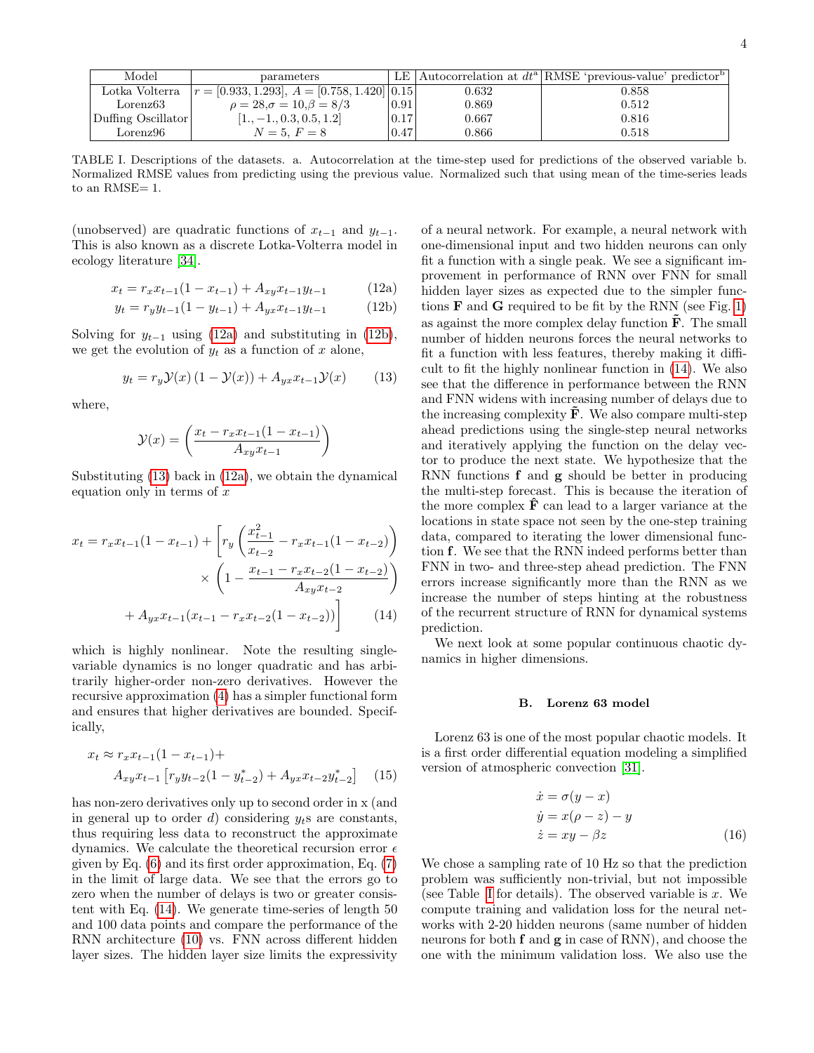| Model | parameters | LE | Autocorrelation at $dt$[a] | RMSE 'previous-value' predictor[b] |
|---|---|---|---|---|
| Lotka Volterra | $r = [0.933, 1.293]$, $A = [0.758, 1.420]$ | 0.15 | 0.632 | 0.858 |
| Lorenz63 | $\rho = 28$,$\sigma = 10$,$\beta = 8/3$ | 0.91 | 0.869 | 0.512 |
| Duffing Oscillator | [1., −1., 0.3, 0.5, 1.2] | 0.17 | 0.667 | 0.816 |
| Lorenz96 | $N = 5$, $F = 8$ | 0.47 | 0.866 | 0.518 |

TABLE I. Descriptions of the datasets. a. Autocorrelation at the time-step used for predictions of the observed variable b. Normalized RMSE values from predicting using the previous value. Normalized such that using mean of the time-series leads to an RMSE= 1.

(unobserved) are quadratic functions of $x_{t-1}$ and $y_{t-1}$. This is also known as a discrete Lotka-Volterra model in ecology literature [34].

$$x_t = r_x x_{t-1}(1 - x_{t-1}) + A_{xy} x_{t-1} y_{t-1} \tag{12a}$$

$$y_t = r_y y_{t-1}(1 - y_{t-1}) + A_{yx} x_{t-1} y_{t-1} \tag{12b}$$

Solving for $y_{t-1}$ using (12a) and substituting in (12b), we get the evolution of $y_t$ as a function of $x$ alone,

$$y_t = r_y \mathcal{Y}(x)\left(1 - \mathcal{Y}(x)\right) + A_{yx} x_{t-1} \mathcal{Y}(x) \tag{13}$$

where,

$$\mathcal{Y}(x) = \left( \frac{x_t - r_x x_{t-1}(1 - x_{t-1})}{A_{xy} x_{t-1}} \right)$$

Substituting (13) back in (12a), we obtain the dynamical equation only in terms of $x$

$$\begin{aligned} x_t = r_x x_{t-1}(1 - x_{t-1}) + \Bigg[ r_y \left( \frac{x_{t-1}^2}{x_{t-2}} - r_x x_{t-1}(1 - x_{t-2}) \right) \\ \times \left( 1 - \frac{x_{t-1} - r_x x_{t-2}(1 - x_{t-2})}{A_{xy} x_{t-2}} \right) \\ + A_{yx} x_{t-1}(x_{t-1} - r_x x_{t-2}(1 - x_{t-2})) \Bigg] \end{aligned} \tag{14}$$

which is highly nonlinear. Note the resulting single-variable dynamics is no longer quadratic and has arbitrarily higher-order non-zero derivatives. However the recursive approximation (4) has a simpler functional form and ensures that higher derivatives are bounded. Specifically,

$$\begin{aligned} x_t \approx r_x x_{t-1}(1 - x_{t-1}) + \\ A_{xy} x_{t-1} \left[ r_y y_{t-2}(1 - y_{t-2}^*) + A_{yx} x_{t-2} y_{t-2}^* \right] \end{aligned} \tag{15}$$

has non-zero derivatives only up to second order in x (and in general up to order $d$) considering $y_t$s are constants, thus requiring less data to reconstruct the approximate dynamics. We calculate the theoretical recursion error $\epsilon$ given by Eq. (6) and its first order approximation, Eq. (7) in the limit of large data. We see that the errors go to zero when the number of delays is two or greater consistent with Eq. (14). We generate time-series of length 50 and 100 data points and compare the performance of the RNN architecture (10) vs. FNN across different hidden layer sizes. The hidden layer size limits the expressivity of a neural network. For example, a neural network with one-dimensional input and two hidden neurons can only fit a function with a single peak. We see a significant improvement in performance of RNN over FNN for small hidden layer sizes as expected due to the simpler functions $\mathbf{F}$ and $\mathbf{G}$ required to be fit by the RNN (see Fig. 1) as against the more complex delay function $\tilde{\mathbf{F}}$. The small number of hidden neurons forces the neural networks to fit a function with less features, thereby making it difficult to fit the highly nonlinear function in (14). We also see that the difference in performance between the RNN and FNN widens with increasing number of delays due to the increasing complexity $\tilde{\mathbf{F}}$. We also compare multi-step ahead predictions using the single-step neural networks and iteratively applying the function on the delay vector to produce the next state. We hypothesize that the RNN functions $\mathbf{f}$ and $\mathbf{g}$ should be better in producing the multi-step forecast. This is because the iteration of the more complex $\hat{\mathbf{F}}$ can lead to a larger variance at the locations in state space not seen by the one-step training data, compared to iterating the lower dimensional function $\mathbf{f}$. We see that the RNN indeed performs better than FNN in two- and three-step ahead prediction. The FNN errors increase significantly more than the RNN as we increase the number of steps hinting at the robustness of the recurrent structure of RNN for dynamical systems prediction.

We next look at some popular continuous chaotic dynamics in higher dimensions.

### B. Lorenz 63 model

Lorenz 63 is one of the most popular chaotic models. It is a first order differential equation modeling a simplified version of atmospheric convection [31].

$$\begin{aligned} \dot{x} &= \sigma(y - x) \\ \dot{y} &= x(\rho - z) - y \\ \dot{z} &= xy - \beta z \end{aligned} \tag{16}$$

We chose a sampling rate of 10 Hz so that the prediction problem was sufficiently non-trivial, but not impossible (see Table I for details). The observed variable is $x$. We compute training and validation loss for the neural networks with 2-20 hidden neurons (same number of hidden neurons for both $\mathbf{f}$ and $\mathbf{g}$ in case of RNN), and choose the one with the minimum validation loss. We also use the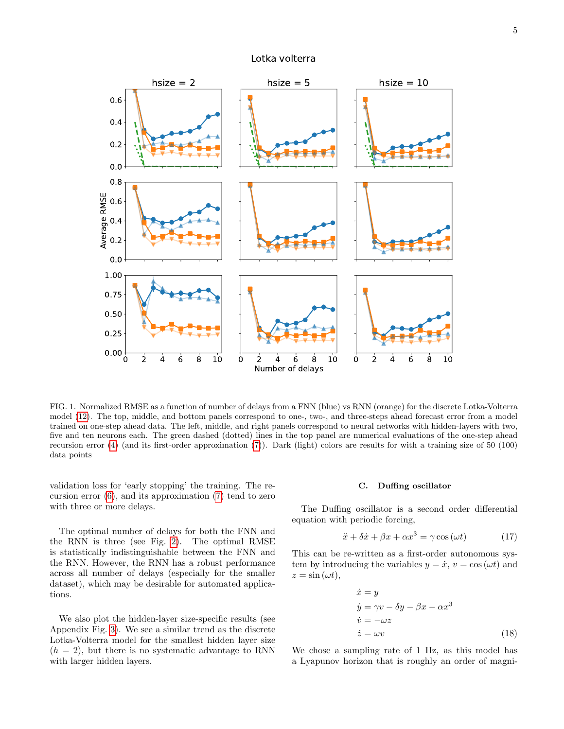FIG. 1. Normalized RMSE as a function of number of delays from a FNN (blue) vs RNN (orange) for the discrete Lotka-Volterra model (12). The top, middle, and bottom panels correspond to one-, two-, and three-steps ahead forecast error from a model trained on one-step ahead data. The left, middle, and right panels correspond to neural networks with hidden-layers with two, five and ten neurons each. The green dashed (dotted) lines in the top panel are numerical evaluations of the one-step ahead recursion error (4) (and its first-order approximation (7)). Dark (light) colors are results for with a training size of 50 (100) data points

validation loss for 'early stopping' the training. The recursion error (6), and its approximation (7) tend to zero with three or more delays.

The optimal number of delays for both the FNN and the RNN is three (see Fig. 2). The optimal RMSE is statistically indistinguishable between the FNN and the RNN. However, the RNN has a robust performance across all number of delays (especially for the smaller dataset), which may be desirable for automated applications.

We also plot the hidden-layer size-specific results (see Appendix Fig. 3). We see a similar trend as the discrete Lotka-Volterra model for the smallest hidden layer size ($h = 2$), but there is no systematic advantage to RNN with larger hidden layers.

### C. Duffing oscillator

The Duffing oscillator is a second order differential equation with periodic forcing,

$$\ddot{x} + \delta\dot{x} + \beta x + \alpha x^3 = \gamma \cos(\omega t) \tag{17}$$

This can be re-written as a first-order autonomous system by introducing the variables $y = \dot{x}$, $v = \cos(\omega t)$ and $z = \sin(\omega t)$,

$$\begin{aligned}
\dot{x} &= y \\
\dot{y} &= \gamma v - \delta y - \beta x - \alpha x^3 \\
\dot{v} &= -\omega z \\
\dot{z} &= \omega v
\end{aligned} \tag{18}$$

We chose a sampling rate of 1 Hz, as this model has a Lyapunov horizon that is roughly an order of magni-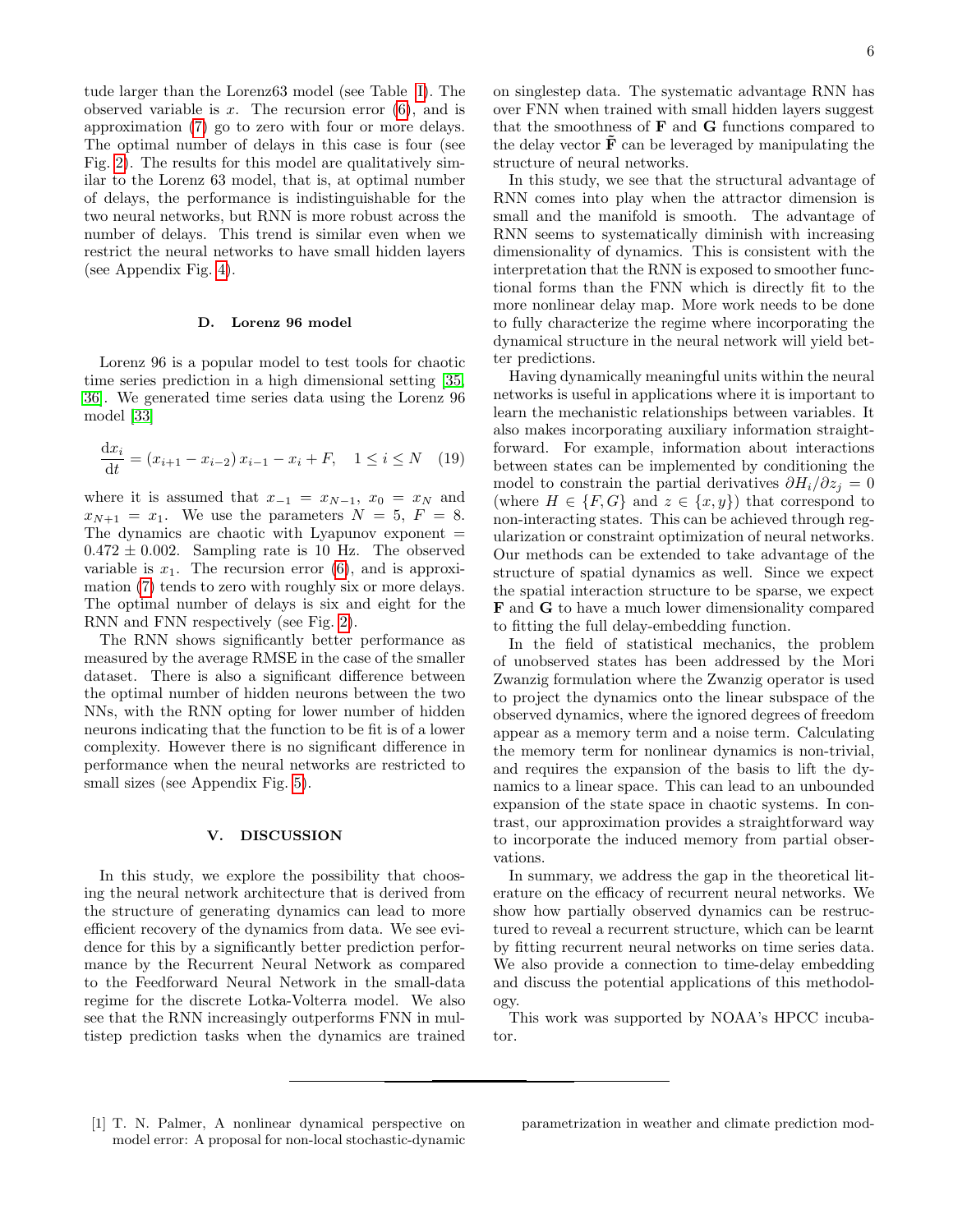tude larger than the Lorenz63 model (see Table [I]). The observed variable is $x$. The recursion error ([6]), and is approximation ([7]) go to zero with four or more delays. The optimal number of delays in this case is four (see Fig. [2]). The results for this model are qualitatively similar to the Lorenz 63 model, that is, at optimal number of delays, the performance is indistinguishable for the two neural networks, but RNN is more robust across the number of delays. This trend is similar even when we restrict the neural networks to have small hidden layers (see Appendix Fig. [4]).

### D. Lorenz 96 model

Lorenz 96 is a popular model to test tools for chaotic time series prediction in a high dimensional setting [35, 36]. We generated time series data using the Lorenz 96 model [33]

$$\frac{\mathrm{d}x_i}{\mathrm{d}t} = (x_{i+1} - x_{i-2})\, x_{i-1} - x_i + F, \quad 1 \leq i \leq N \quad (19)$$

where it is assumed that $x_{-1} = x_{N-1}$, $x_0 = x_N$ and $x_{N+1} = x_1$. We use the parameters $N = 5$, $F = 8$. The dynamics are chaotic with Lyapunov exponent $= 0.472 \pm 0.002$. Sampling rate is 10 Hz. The observed variable is $x_1$. The recursion error ([6]), and is approximation ([7]) tends to zero with roughly six or more delays. The optimal number of delays is six and eight for the RNN and FNN respectively (see Fig. [2]).

The RNN shows significantly better performance as measured by the average RMSE in the case of the smaller dataset. There is also a significant difference between the optimal number of hidden neurons between the two NNs, with the RNN opting for lower number of hidden neurons indicating that the function to be fit is of a lower complexity. However there is no significant difference in performance when the neural networks are restricted to small sizes (see Appendix Fig. [5]).

## V. DISCUSSION

In this study, we explore the possibility that choosing the neural network architecture that is derived from the structure of generating dynamics can lead to more efficient recovery of the dynamics from data. We see evidence for this by a significantly better prediction performance by the Recurrent Neural Network as compared to the Feedforward Neural Network in the small-data regime for the discrete Lotka-Volterra model. We also see that the RNN increasingly outperforms FNN in multistep prediction tasks when the dynamics are trained on singlestep data. The systematic advantage RNN has over FNN when trained with small hidden layers suggest that the smoothness of $\mathbf{F}$ and $\mathbf{G}$ functions compared to the delay vector $\tilde{\mathbf{F}}$ can be leveraged by manipulating the structure of neural networks.

In this study, we see that the structural advantage of RNN comes into play when the attractor dimension is small and the manifold is smooth. The advantage of RNN seems to systematically diminish with increasing dimensionality of dynamics. This is consistent with the interpretation that the RNN is exposed to smoother functional forms than the FNN which is directly fit to the more nonlinear delay map. More work needs to be done to fully characterize the regime where incorporating the dynamical structure in the neural network will yield better predictions.

Having dynamically meaningful units within the neural networks is useful in applications where it is important to learn the mechanistic relationships between variables. It also makes incorporating auxiliary information straightforward. For example, information about interactions between states can be implemented by conditioning the model to constrain the partial derivatives $\partial H_i / \partial z_j = 0$ (where $H \in \{F, G\}$ and $z \in \{x, y\}$) that correspond to non-interacting states. This can be achieved through regularization or constraint optimization of neural networks. Our methods can be extended to take advantage of the structure of spatial dynamics as well. Since we expect the spatial interaction structure to be sparse, we expect $\mathbf{F}$ and $\mathbf{G}$ to have a much lower dimensionality compared to fitting the full delay-embedding function.

In the field of statistical mechanics, the problem of unobserved states has been addressed by the Mori Zwanzig formulation where the Zwanzig operator is used to project the dynamics onto the linear subspace of the observed dynamics, where the ignored degrees of freedom appear as a memory term and a noise term. Calculating the memory term for nonlinear dynamics is non-trivial, and requires the expansion of the basis to lift the dynamics to a linear space. This can lead to an unbounded expansion of the state space in chaotic systems. In contrast, our approximation provides a straightforward way to incorporate the induced memory from partial observations.

In summary, we address the gap in the theoretical literature on the efficacy of recurrent neural networks. We show how partially observed dynamics can be restructured to reveal a recurrent structure, which can be learnt by fitting recurrent neural networks on time series data. We also provide a connection to time-delay embedding and discuss the potential applications of this methodology.

This work was supported by NOAA's HPCC incubator.

---

[1] T. N. Palmer, A nonlinear dynamical perspective on model error: A proposal for non-local stochastic-dynamic parametrization in weather and climate prediction mod-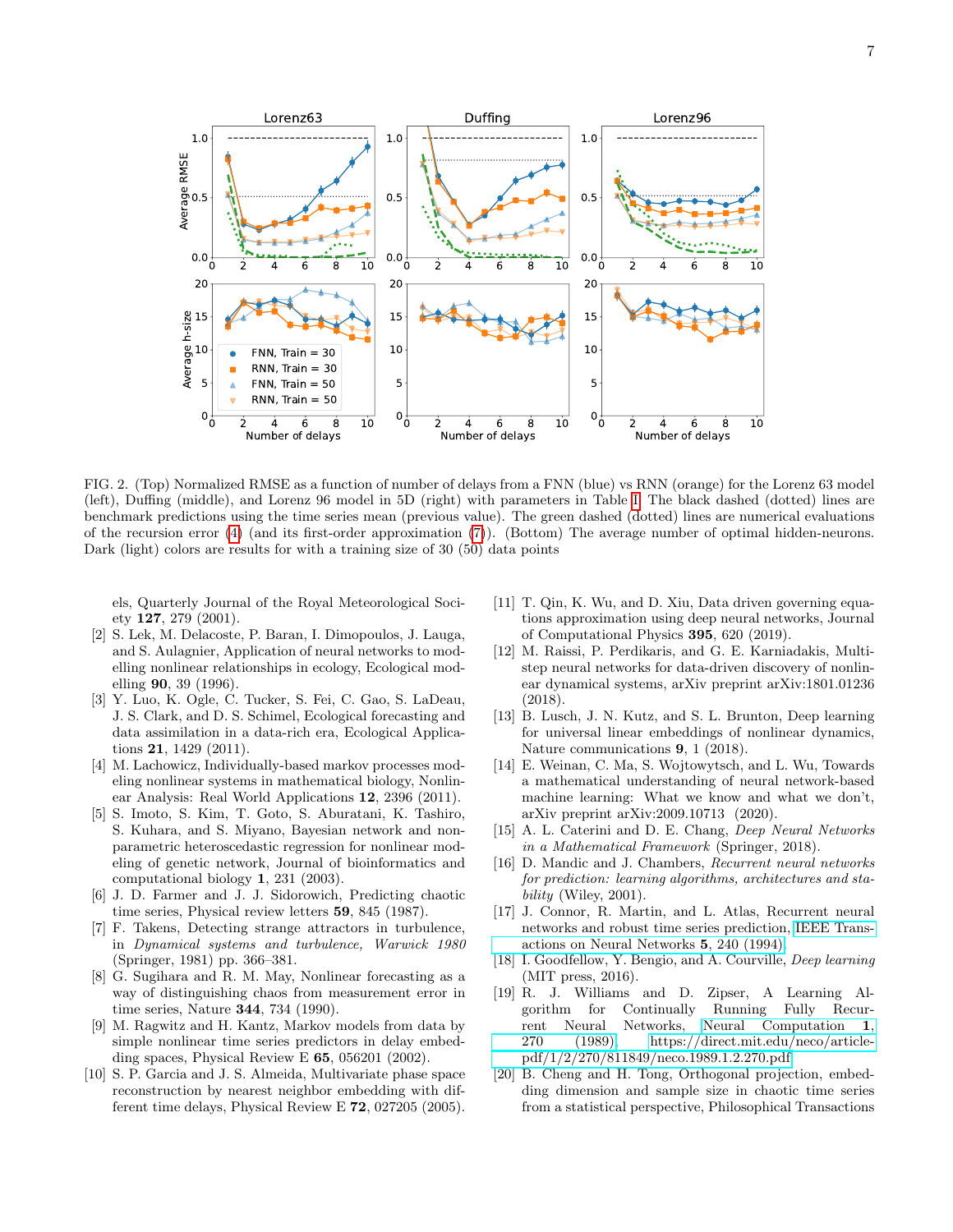FIG. 2. (Top) Normalized RMSE as a function of number of delays from a FNN (blue) vs RNN (orange) for the Lorenz 63 model (left), Duffing (middle), and Lorenz 96 model in 5D (right) with parameters in Table I. The black dashed (dotted) lines are benchmark predictions using the time series mean (previous value). The green dashed (dotted) lines are numerical evaluations of the recursion error (4) (and its first-order approximation (7)). (Bottom) The average number of optimal hidden-neurons. Dark (light) colors are results for with a training size of 30 (50) data points

els, Quarterly Journal of the Royal Meteorological Society **127**, 279 (2001).

[2] S. Lek, M. Delacoste, P. Baran, I. Dimopoulos, J. Lauga, and S. Aulagnier, Application of neural networks to modelling nonlinear relationships in ecology, Ecological modelling **90**, 39 (1996).

[3] Y. Luo, K. Ogle, C. Tucker, S. Fei, C. Gao, S. LaDeau, J. S. Clark, and D. S. Schimel, Ecological forecasting and data assimilation in a data-rich era, Ecological Applications **21**, 1429 (2011).

[4] M. Lachowicz, Individually-based markov processes modeling nonlinear systems in mathematical biology, Nonlinear Analysis: Real World Applications **12**, 2396 (2011).

[5] S. Imoto, S. Kim, T. Goto, S. Aburatani, K. Tashiro, S. Kuhara, and S. Miyano, Bayesian network and nonparametric heteroscedastic regression for nonlinear modeling of genetic network, Journal of bioinformatics and computational biology **1**, 231 (2003).

[6] J. D. Farmer and J. J. Sidorowich, Predicting chaotic time series, Physical review letters **59**, 845 (1987).

[7] F. Takens, Detecting strange attractors in turbulence, in *Dynamical systems and turbulence, Warwick 1980* (Springer, 1981) pp. 366–381.

[8] G. Sugihara and R. M. May, Nonlinear forecasting as a way of distinguishing chaos from measurement error in time series, Nature **344**, 734 (1990).

[9] M. Ragwitz and H. Kantz, Markov models from data by simple nonlinear time series predictors in delay embedding spaces, Physical Review E **65**, 056201 (2002).

[10] S. P. Garcia and J. S. Almeida, Multivariate phase space reconstruction by nearest neighbor embedding with different time delays, Physical Review E **72**, 027205 (2005).

[11] T. Qin, K. Wu, and D. Xiu, Data driven governing equations approximation using deep neural networks, Journal of Computational Physics **395**, 620 (2019).

[12] M. Raissi, P. Perdikaris, and G. E. Karniadakis, Multistep neural networks for data-driven discovery of nonlinear dynamical systems, arXiv preprint arXiv:1801.01236 (2018).

[13] B. Lusch, J. N. Kutz, and S. L. Brunton, Deep learning for universal linear embeddings of nonlinear dynamics, Nature communications **9**, 1 (2018).

[14] E. Weinan, C. Ma, S. Wojtowytsch, and L. Wu, Towards a mathematical understanding of neural network-based machine learning: What we know and what we don't, arXiv preprint arXiv:2009.10713 (2020).

[15] A. L. Caterini and D. E. Chang, *Deep Neural Networks in a Mathematical Framework* (Springer, 2018).

[16] D. Mandic and J. Chambers, *Recurrent neural networks for prediction: learning algorithms, architectures and stability* (Wiley, 2001).

[17] J. Connor, R. Martin, and L. Atlas, Recurrent neural networks and robust time series prediction, IEEE Transactions on Neural Networks **5**, 240 (1994).

[18] I. Goodfellow, Y. Bengio, and A. Courville, *Deep learning* (MIT press, 2016).

[19] R. J. Williams and D. Zipser, A Learning Algorithm for Continually Running Fully Recurrent Neural Networks, Neural Computation **1**, 270 (1989), https://direct.mit.edu/neco/article-pdf/1/2/270/811849/neco.1989.1.2.270.pdf.

[20] B. Cheng and H. Tong, Orthogonal projection, embedding dimension and sample size in chaotic time series from a statistical perspective, Philosophical Transactions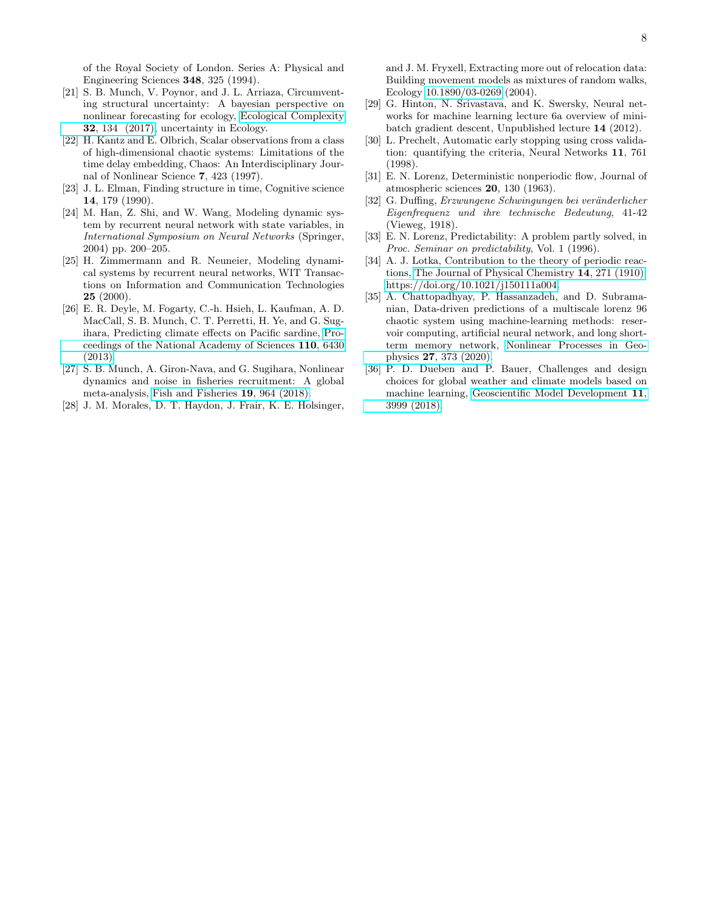of the Royal Society of London. Series A: Physical and Engineering Sciences **348**, 325 (1994).

- [21] S. B. Munch, V. Poynor, and J. L. Arriaza, Circumventing structural uncertainty: A bayesian perspective on nonlinear forecasting for ecology, Ecological Complexity **32**, 134 (2017), uncertainty in Ecology.
- [22] H. Kantz and E. Olbrich, Scalar observations from a class of high-dimensional chaotic systems: Limitations of the time delay embedding, Chaos: An Interdisciplinary Journal of Nonlinear Science **7**, 423 (1997).
- [23] J. L. Elman, Finding structure in time, Cognitive science **14**, 179 (1990).
- [24] M. Han, Z. Shi, and W. Wang, Modeling dynamic system by recurrent neural network with state variables, in *International Symposium on Neural Networks* (Springer, 2004) pp. 200–205.
- [25] H. Zimmermann and R. Neuneier, Modeling dynamical systems by recurrent neural networks, WIT Transactions on Information and Communication Technologies **25** (2000).
- [26] E. R. Deyle, M. Fogarty, C.-h. Hsieh, L. Kaufman, A. D. MacCall, S. B. Munch, C. T. Perretti, H. Ye, and G. Sugihara, Predicting climate effects on Pacific sardine, Proceedings of the National Academy of Sciences **110**, 6430 (2013).
- [27] S. B. Munch, A. Giron-Nava, and G. Sugihara, Nonlinear dynamics and noise in fisheries recruitment: A global meta-analysis, Fish and Fisheries **19**, 964 (2018).
- [28] J. M. Morales, D. T. Haydon, J. Frair, K. E. Holsinger, and J. M. Fryxell, Extracting more out of relocation data: Building movement models as mixtures of random walks, Ecology 10.1890/03-0269 (2004).
- [29] G. Hinton, N. Srivastava, and K. Swersky, Neural networks for machine learning lecture 6a overview of mini-batch gradient descent, Unpublished lecture **14** (2012).
- [30] L. Prechelt, Automatic early stopping using cross validation: quantifying the criteria, Neural Networks **11**, 761 (1998).
- [31] E. N. Lorenz, Deterministic nonperiodic flow, Journal of atmospheric sciences **20**, 130 (1963).
- [32] G. Duffing, *Erzwungene Schwingungen bei veränderlicher Eigenfrequenz und ihre technische Bedeutung*, 41-42 (Vieweg, 1918).
- [33] E. N. Lorenz, Predictability: A problem partly solved, in *Proc. Seminar on predictability*, Vol. 1 (1996).
- [34] A. J. Lotka, Contribution to the theory of periodic reactions, The Journal of Physical Chemistry **14**, 271 (1910), https://doi.org/10.1021/j150111a004.
- [35] A. Chattopadhyay, P. Hassanzadeh, and D. Subramanian, Data-driven predictions of a multiscale lorenz 96 chaotic system using machine-learning methods: reservoir computing, artificial neural network, and long short-term memory network, Nonlinear Processes in Geophysics **27**, 373 (2020).
- [36] P. D. Dueben and P. Bauer, Challenges and design choices for global weather and climate models based on machine learning, Geoscientific Model Development **11**, 3999 (2018).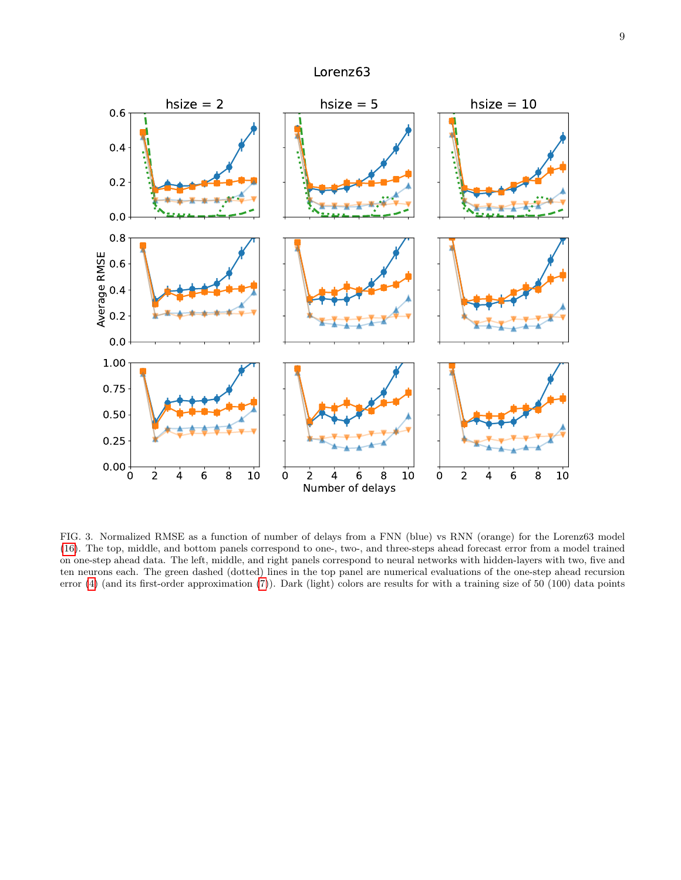FIG. 3. Normalized RMSE as a function of number of delays from a FNN (blue) vs RNN (orange) for the Lorenz63 model (16). The top, middle, and bottom panels correspond to one-, two-, and three-steps ahead forecast error from a model trained on one-step ahead data. The left, middle, and right panels correspond to neural networks with hidden-layers with two, five and ten neurons each. The green dashed (dotted) lines in the top panel are numerical evaluations of the one-step ahead recursion error (4) (and its first-order approximation (7)). Dark (light) colors are results for with a training size of 50 (100) data points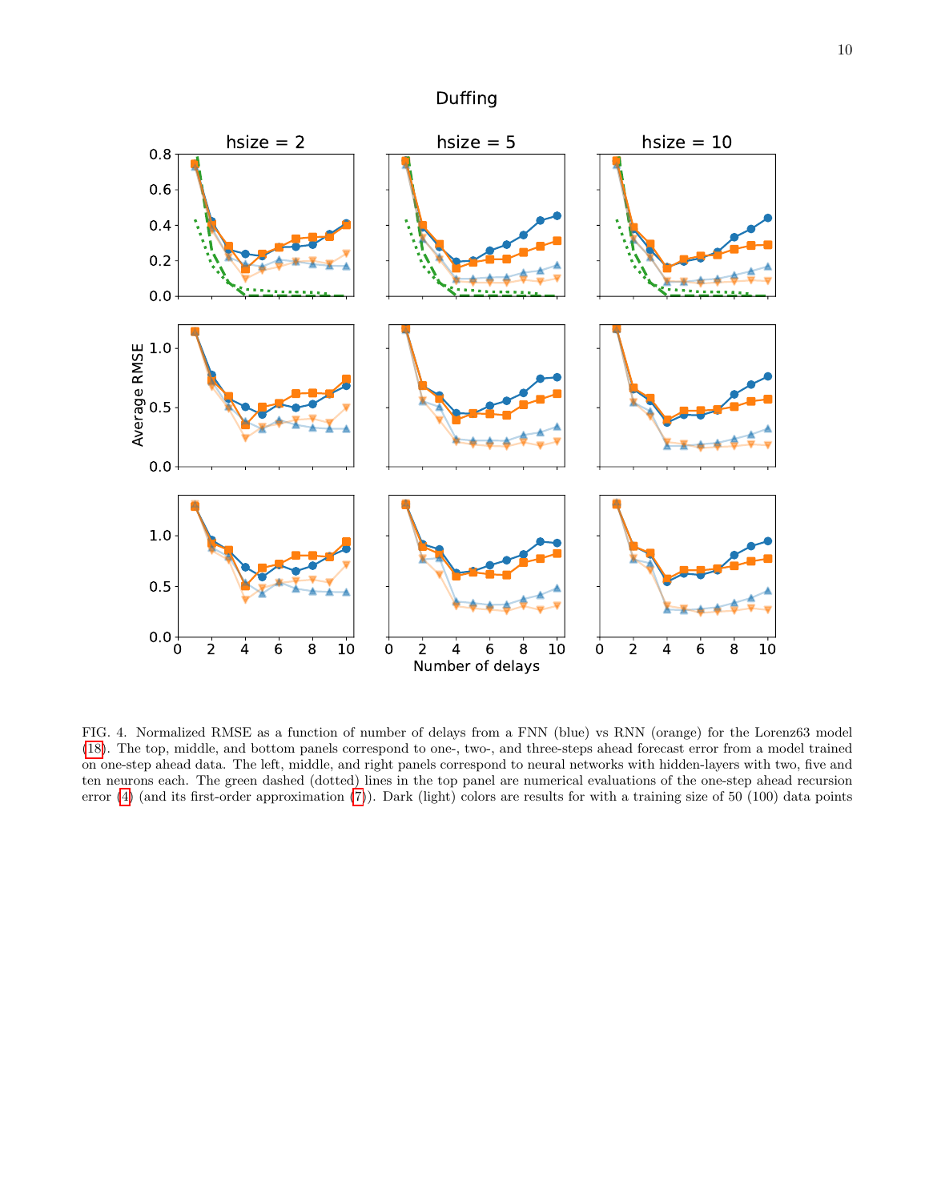FIG. 4. Normalized RMSE as a function of number of delays from a FNN (blue) vs RNN (orange) for the Lorenz63 model (18). The top, middle, and bottom panels correspond to one-, two-, and three-steps ahead forecast error from a model trained on one-step ahead data. The left, middle, and right panels correspond to neural networks with hidden-layers with two, five and ten neurons each. The green dashed (dotted) lines in the top panel are numerical evaluations of the one-step ahead recursion error (4) (and its first-order approximation (7)). Dark (light) colors are results for with a training size of 50 (100) data points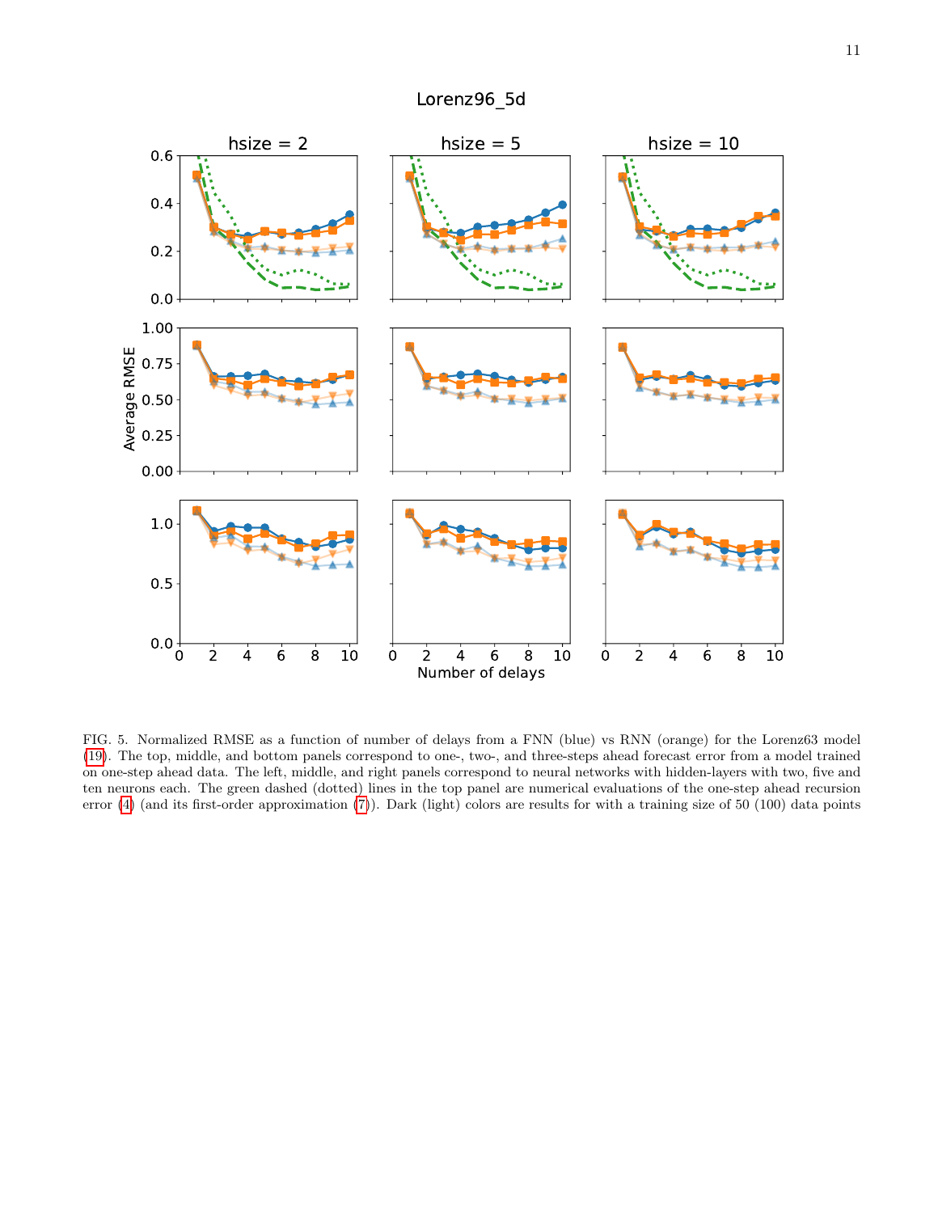Lorenz96_5d

hsize = 2

hsize = 5

hsize = 10

0.6
0.4
0.2
0.0

1.00
0.75
0.50
0.25
0.00

1.0
0.5
0.0

Average RMSE

0 2 4 6 8 10

Number of delays

FIG. 5. Normalized RMSE as a function of number of delays from a FNN (blue) vs RNN (orange) for the Lorenz63 model (19). The top, middle, and bottom panels correspond to one-, two-, and three-steps ahead forecast error from a model trained on one-step ahead data. The left, middle, and right panels correspond to neural networks with hidden-layers with two, five and ten neurons each. The green dashed (dotted) lines in the top panel are numerical evaluations of the one-step ahead recursion error (4) (and its first-order approximation (7)). Dark (light) colors are results for with a training size of 50 (100) data points